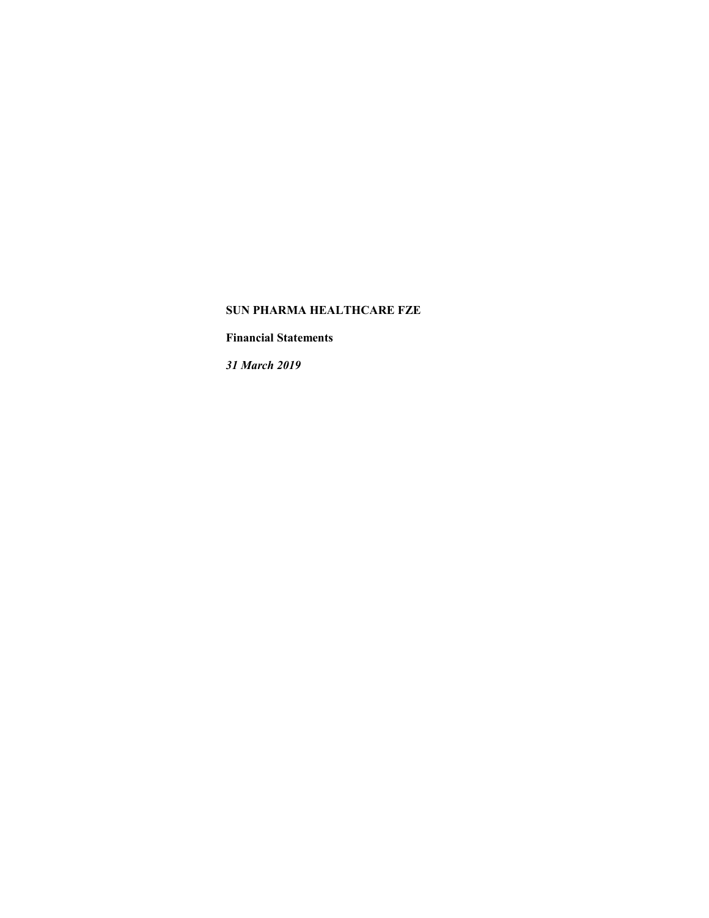**SUN PHARMA HEALTHCARE FZE**

**Financial Statements**

***31 March 2019***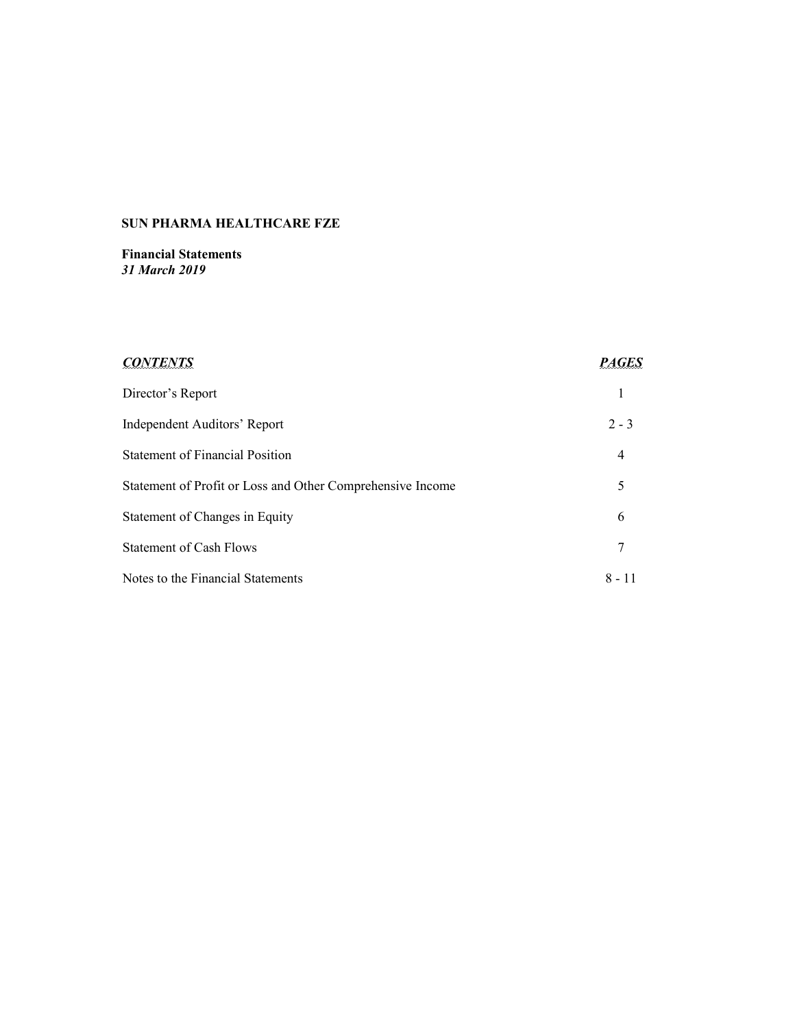**SUN PHARMA HEALTHCARE FZE**

**Financial Statements**
***31 March 2019***

| ***CONTENTS*** | ***PAGES*** |
|---|---|
| Director's Report | 1 |
| Independent Auditors' Report | 2 - 3 |
| Statement of Financial Position | 4 |
| Statement of Profit or Loss and Other Comprehensive Income | 5 |
| Statement of Changes in Equity | 6 |
| Statement of Cash Flows | 7 |
| Notes to the Financial Statements | 8 - 11 |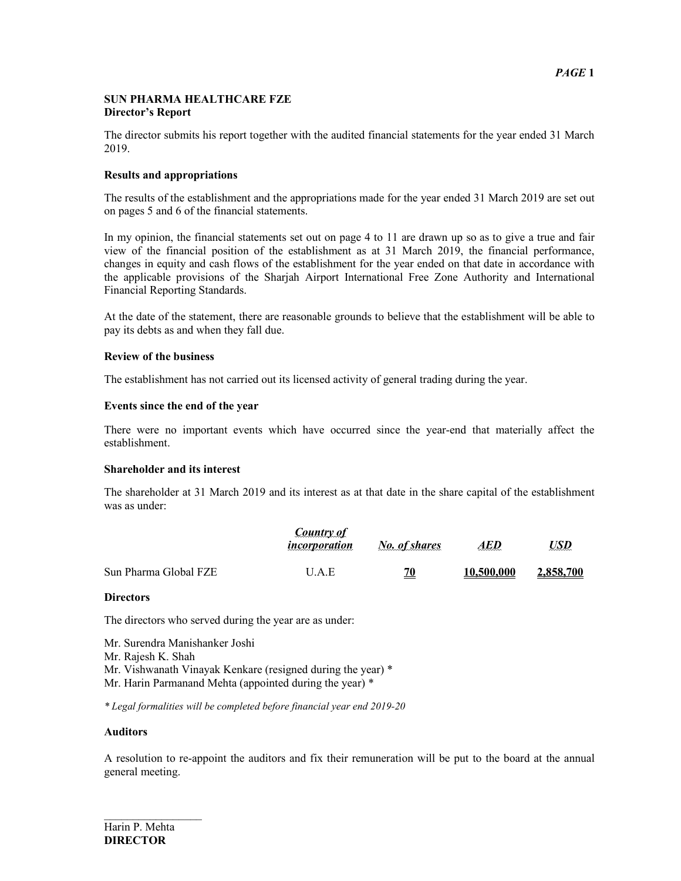**SUN PHARMA HEALTHCARE FZE**
**Director's Report**

The director submits his report together with the audited financial statements for the year ended 31 March 2019.

**Results and appropriations**

The results of the establishment and the appropriations made for the year ended 31 March 2019 are set out on pages 5 and 6 of the financial statements.

In my opinion, the financial statements set out on page 4 to 11 are drawn up so as to give a true and fair view of the financial position of the establishment as at 31 March 2019, the financial performance, changes in equity and cash flows of the establishment for the year ended on that date in accordance with the applicable provisions of the Sharjah Airport International Free Zone Authority and International Financial Reporting Standards.

At the date of the statement, there are reasonable grounds to believe that the establishment will be able to pay its debts as and when they fall due.

**Review of the business**

The establishment has not carried out its licensed activity of general trading during the year.

**Events since the end of the year**

There were no important events which have occurred since the year-end that materially affect the establishment.

**Shareholder and its interest**

The shareholder at 31 March 2019 and its interest as at that date in the share capital of the establishment was as under:

| | *Country of incorporation* | *No. of shares* | *AED* | *USD* |
|---|---|---|---|---|
| Sun Pharma Global FZE | U.A.E | **70** | **10,500,000** | **2,858,700** |

**Directors**

The directors who served during the year are as under:

Mr. Surendra Manishanker Joshi
Mr. Rajesh K. Shah
Mr. Vishwanath Vinayak Kenkare (resigned during the year) *
Mr. Harin Parmanand Mehta (appointed during the year) *

*\* Legal formalities will be completed before financial year end 2019-20*

**Auditors**

A resolution to re-appoint the auditors and fix their remuneration will be put to the board at the annual general meeting.

Harin P. Mehta
**DIRECTOR**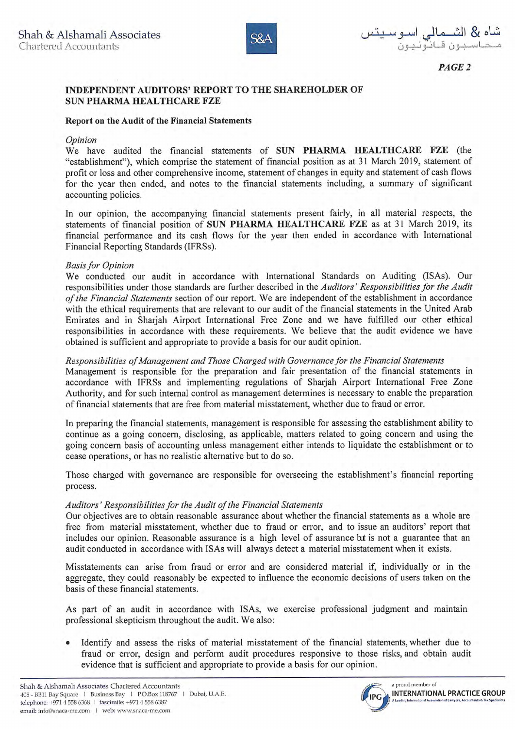## INDEPENDENT AUDITORS' REPORT TO THE SHAREHOLDER OF SUN PHARMA HEALTHCARE FZE

### Report on the Audit of the Financial Statements

*Opinion*

We have audited the financial statements of **SUN PHARMA HEALTHCARE FZE** (the "establishment"), which comprise the statement of financial position as at 31 March 2019, statement of profit or loss and other comprehensive income, statement of changes in equity and statement of cash flows for the year then ended, and notes to the financial statements including, a summary of significant accounting policies.

In our opinion, the accompanying financial statements present fairly, in all material respects, the statements of financial position of **SUN PHARMA HEALTHCARE FZE** as at 31 March 2019, its financial performance and its cash flows for the year then ended in accordance with International Financial Reporting Standards (IFRSs).

*Basis for Opinion*

We conducted our audit in accordance with International Standards on Auditing (ISAs). Our responsibilities under those standards are further described in the *Auditors' Responsibilities for the Audit of the Financial Statements* section of our report. We are independent of the establishment in accordance with the ethical requirements that are relevant to our audit of the financial statements in the United Arab Emirates and in Sharjah Airport International Free Zone and we have fulfilled our other ethical responsibilities in accordance with these requirements. We believe that the audit evidence we have obtained is sufficient and appropriate to provide a basis for our audit opinion.

*Responsibilities of Management and Those Charged with Governance for the Financial Statements*

Management is responsible for the preparation and fair presentation of the financial statements in accordance with IFRSs and implementing regulations of Sharjah Airport International Free Zone Authority, and for such internal control as management determines is necessary to enable the preparation of financial statements that are free from material misstatement, whether due to fraud or error.

In preparing the financial statements, management is responsible for assessing the establishment ability to continue as a going concern, disclosing, as applicable, matters related to going concern and using the going concern basis of accounting unless management either intends to liquidate the establishment or to cease operations, or has no realistic alternative but to do so.

Those charged with governance are responsible for overseeing the establishment's financial reporting process.

*Auditors' Responsibilities for the Audit of the Financial Statements*

Our objectives are to obtain reasonable assurance about whether the financial statements as a whole are free from material misstatement, whether due to fraud or error, and to issue an auditors' report that includes our opinion. Reasonable assurance is a high level of assurance but is not a guarantee that an audit conducted in accordance with ISAs will always detect a material misstatement when it exists.

Misstatements can arise from fraud or error and are considered material if, individually or in the aggregate, they could reasonably be expected to influence the economic decisions of users taken on the basis of these financial statements.

As part of an audit in accordance with ISAs, we exercise professional judgment and maintain professional skepticism throughout the audit. We also:

- Identify and assess the risks of material misstatement of the financial statements, whether due to fraud or error, design and perform audit procedures responsive to those risks, and obtain audit evidence that is sufficient and appropriate to provide a basis for our opinion.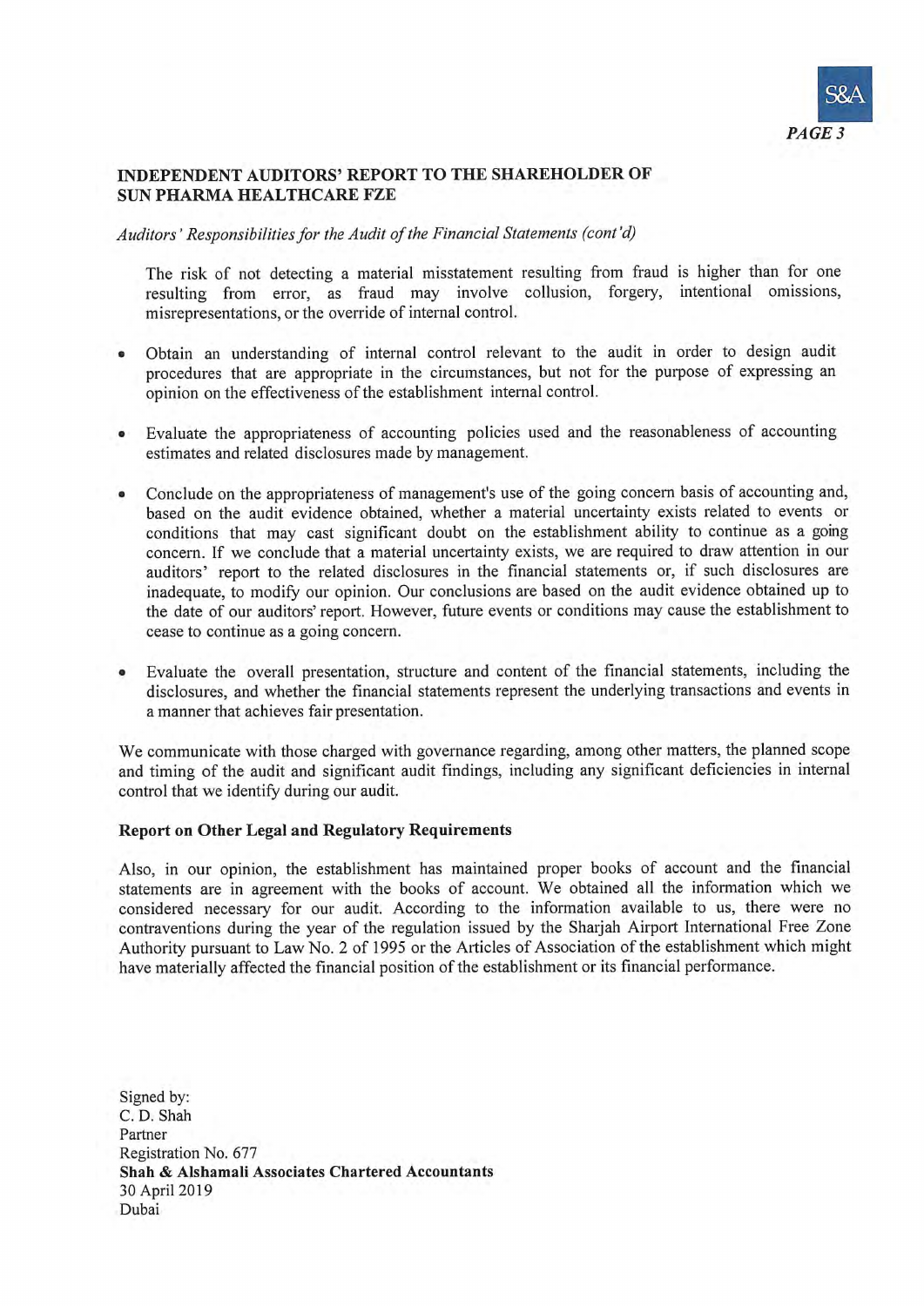**INDEPENDENT AUDITORS' REPORT TO THE SHAREHOLDER OF SUN PHARMA HEALTHCARE FZE**

*Auditors' Responsibilities for the Audit of the Financial Statements (cont'd)*

The risk of not detecting a material misstatement resulting from fraud is higher than for one resulting from error, as fraud may involve collusion, forgery, intentional omissions, misrepresentations, or the override of internal control.

- Obtain an understanding of internal control relevant to the audit in order to design audit procedures that are appropriate in the circumstances, but not for the purpose of expressing an opinion on the effectiveness of the establishment internal control.

- Evaluate the appropriateness of accounting policies used and the reasonableness of accounting estimates and related disclosures made by management.

- Conclude on the appropriateness of management's use of the going concern basis of accounting and, based on the audit evidence obtained, whether a material uncertainty exists related to events or conditions that may cast significant doubt on the establishment ability to continue as a going concern. If we conclude that a material uncertainty exists, we are required to draw attention in our auditors' report to the related disclosures in the financial statements or, if such disclosures are inadequate, to modify our opinion. Our conclusions are based on the audit evidence obtained up to the date of our auditors' report. However, future events or conditions may cause the establishment to cease to continue as a going concern.

- Evaluate the overall presentation, structure and content of the financial statements, including the disclosures, and whether the financial statements represent the underlying transactions and events in a manner that achieves fair presentation.

We communicate with those charged with governance regarding, among other matters, the planned scope and timing of the audit and significant audit findings, including any significant deficiencies in internal control that we identify during our audit.

**Report on Other Legal and Regulatory Requirements**

Also, in our opinion, the establishment has maintained proper books of account and the financial statements are in agreement with the books of account. We obtained all the information which we considered necessary for our audit. According to the information available to us, there were no contraventions during the year of the regulation issued by the Sharjah Airport International Free Zone Authority pursuant to Law No. 2 of 1995 or the Articles of Association of the establishment which might have materially affected the financial position of the establishment or its financial performance.

Signed by:
C. D. Shah
Partner
Registration No. 677
**Shah & Alshamali Associates Chartered Accountants**
30 April 2019
Dubai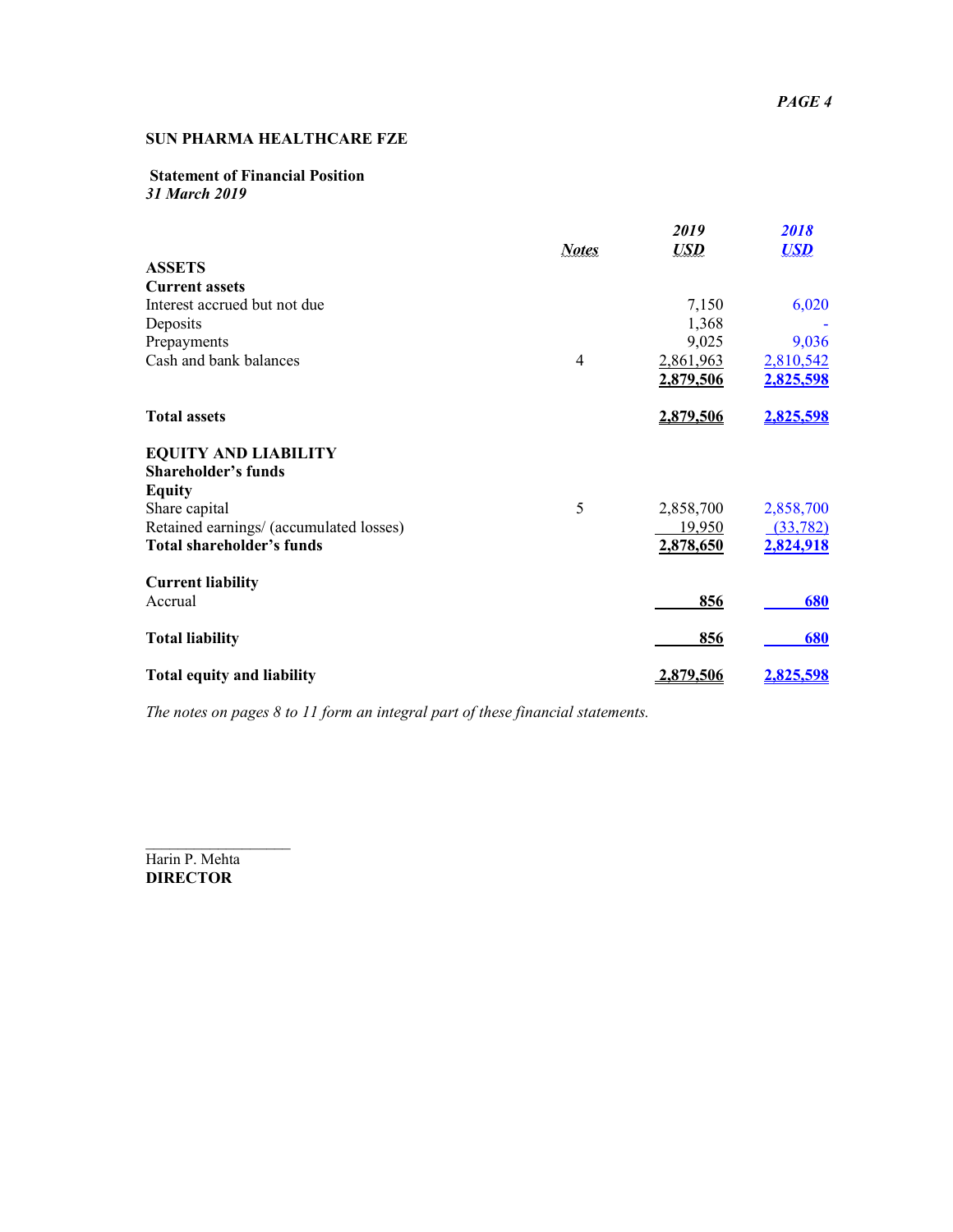**SUN PHARMA HEALTHCARE FZE**

**Statement of Financial Position**
***31 March 2019***

| | *Notes* | *2019* *USD* | *2018* *USD* |
|---|---|---|---|
| **ASSETS** | | | |
| **Current assets** | | | |
| Interest accrued but not due | | 7,150 | 6,020 |
| Deposits | | 1,368 | - |
| Prepayments | | 9,025 | 9,036 |
| Cash and bank balances | 4 | 2,861,963 | 2,810,542 |
| | | **2,879,506** | **2,825,598** |
| **Total assets** | | **2,879,506** | **2,825,598** |
| **EQUITY AND LIABILITY** | | | |
| **Shareholder's funds** | | | |
| **Equity** | | | |
| Share capital | 5 | 2,858,700 | 2,858,700 |
| Retained earnings/ (accumulated losses) | | 19,950 | (33,782) |
| **Total shareholder's funds** | | **2,878,650** | **2,824,918** |
| **Current liability** | | | |
| Accrual | | **856** | **680** |
| **Total liability** | | **856** | **680** |
| **Total equity and liability** | | **2,879,506** | **2,825,598** |

*The notes on pages 8 to 11 form an integral part of these financial statements.*

\_\_\_\_\_\_\_\_\_\_\_\_\_\_\_\_\_\_
Harin P. Mehta
**DIRECTOR**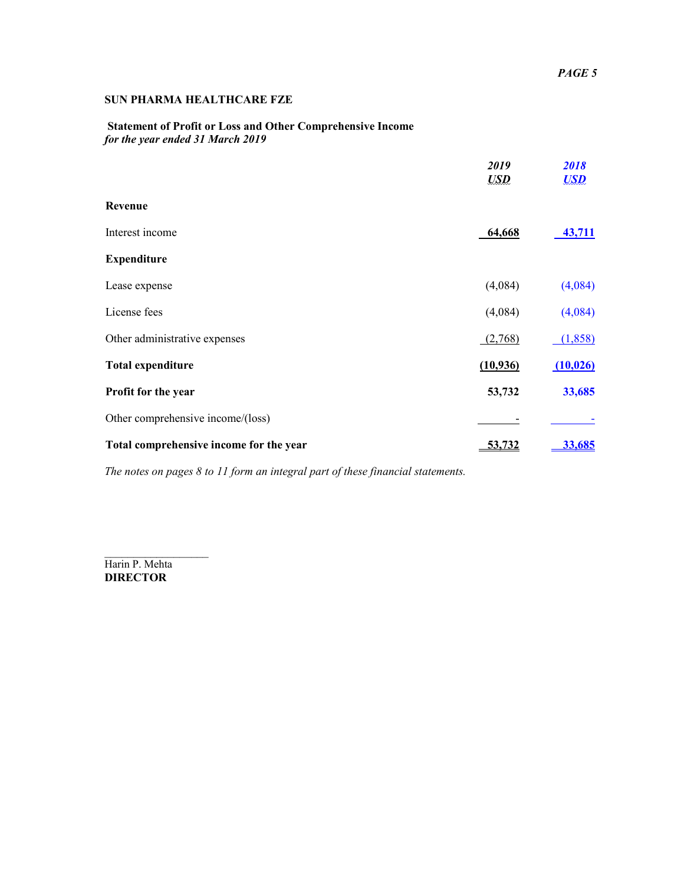**SUN PHARMA HEALTHCARE FZE**

**Statement of Profit or Loss and Other Comprehensive Income**
*for the year ended 31 March 2019*

| | *2019* *USD* | *2018* *USD* |
|---|---|---|
| **Revenue** | | |
| Interest income | **64,668** | **43,711** |
| **Expenditure** | | |
| Lease expense | (4,084) | (4,084) |
| License fees | (4,084) | (4,084) |
| Other administrative expenses | (2,768) | (1,858) |
| **Total expenditure** | **(10,936)** | **(10,026)** |
| **Profit for the year** | **53,732** | **33,685** |
| Other comprehensive income/(loss) | - | - |
| **Total comprehensive income for the year** | **53,732** | **33,685** |

*The notes on pages 8 to 11 form an integral part of these financial statements.*

\_\_\_\_\_\_\_\_\_\_\_\_\_\_\_\_\_\_
Harin P. Mehta
**DIRECTOR**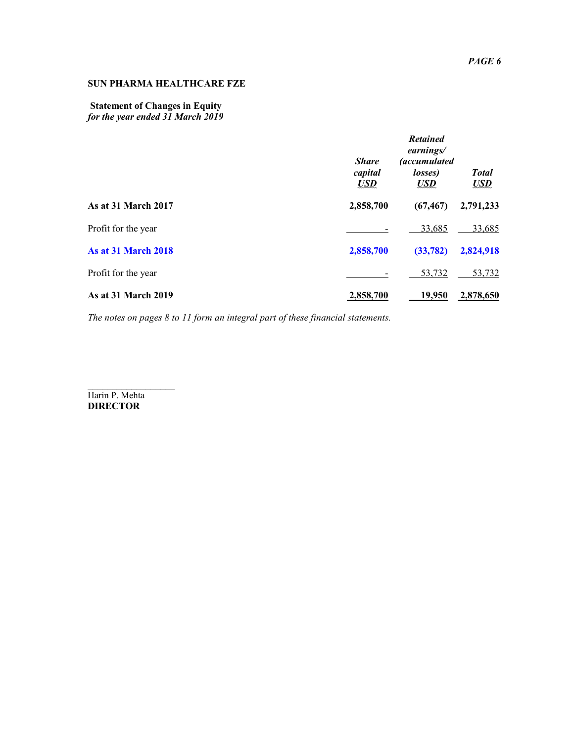**SUN PHARMA HEALTHCARE FZE**

**Statement of Changes in Equity**
*for the year ended 31 March 2019*

| | *Share capital* *USD* | *Retained earnings/ (accumulated losses)* *USD* | *Total* *USD* |
|---|---|---|---|
| **As at 31 March 2017** | **2,858,700** | **(67,467)** | **2,791,233** |
| Profit for the year | - | 33,685 | 33,685 |
| **As at 31 March 2018** | **2,858,700** | **(33,782)** | **2,824,918** |
| Profit for the year | - | 53,732 | 53,732 |
| **As at 31 March 2019** | **2,858,700** | **19,950** | **2,878,650** |

*The notes on pages 8 to 11 form an integral part of these financial statements.*

Harin P. Mehta
**DIRECTOR**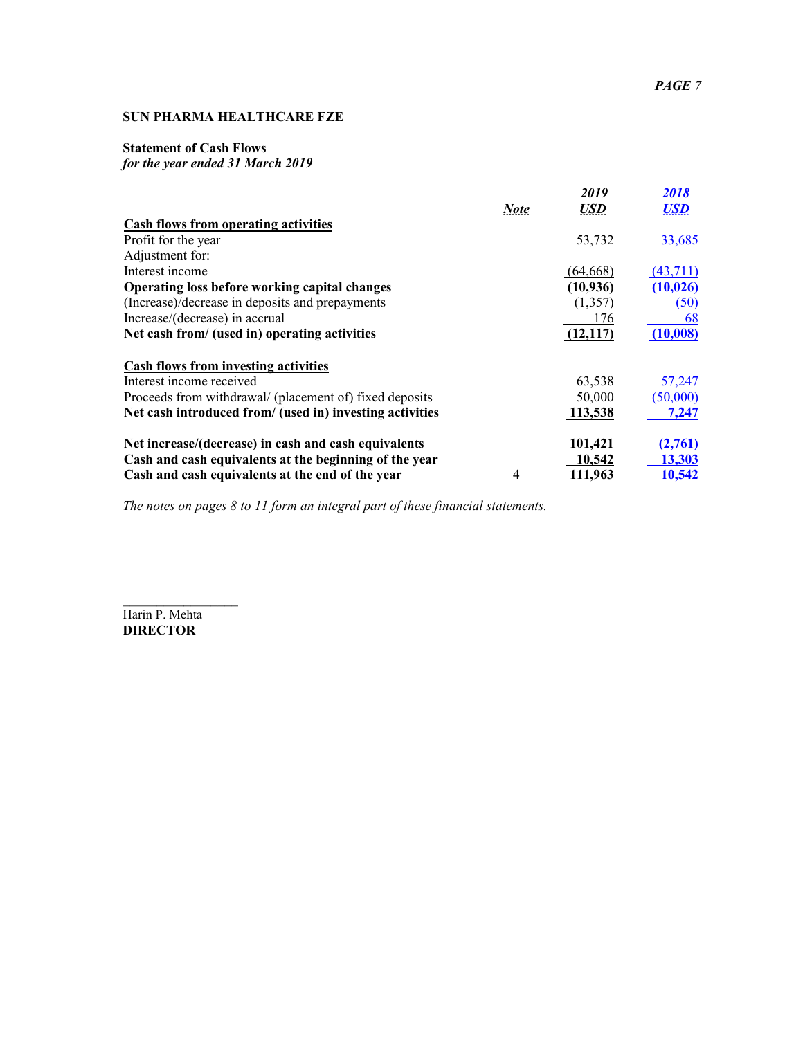**SUN PHARMA HEALTHCARE FZE**

**Statement of Cash Flows**
*for the year ended 31 March 2019*

| | *Note* | *2019* *USD* | *2018* *USD* |
|---|---|---|---|
| **Cash flows from operating activities** | | | |
| Profit for the year | | 53,732 | 33,685 |
| Adjustment for: | | | |
| Interest income | | (64,668) | (43,711) |
| **Operating loss before working capital changes** | | **(10,936)** | **(10,026)** |
| (Increase)/decrease in deposits and prepayments | | (1,357) | (50) |
| Increase/(decrease) in accrual | | 176 | 68 |
| **Net cash from/ (used in) operating activities** | | **(12,117)** | **(10,008)** |
| | | | |
| **Cash flows from investing activities** | | | |
| Interest income received | | 63,538 | 57,247 |
| Proceeds from withdrawal/ (placement of) fixed deposits | | 50,000 | (50,000) |
| **Net cash introduced from/ (used in) investing activities** | | **113,538** | **7,247** |
| | | | |
| **Net increase/(decrease) in cash and cash equivalents** | | **101,421** | **(2,761)** |
| **Cash and cash equivalents at the beginning of the year** | | **10,542** | **13,303** |
| **Cash and cash equivalents at the end of the year** | 4 | **111,963** | **10,542** |

*The notes on pages 8 to 11 form an integral part of these financial statements.*

_________________
Harin P. Mehta
**DIRECTOR**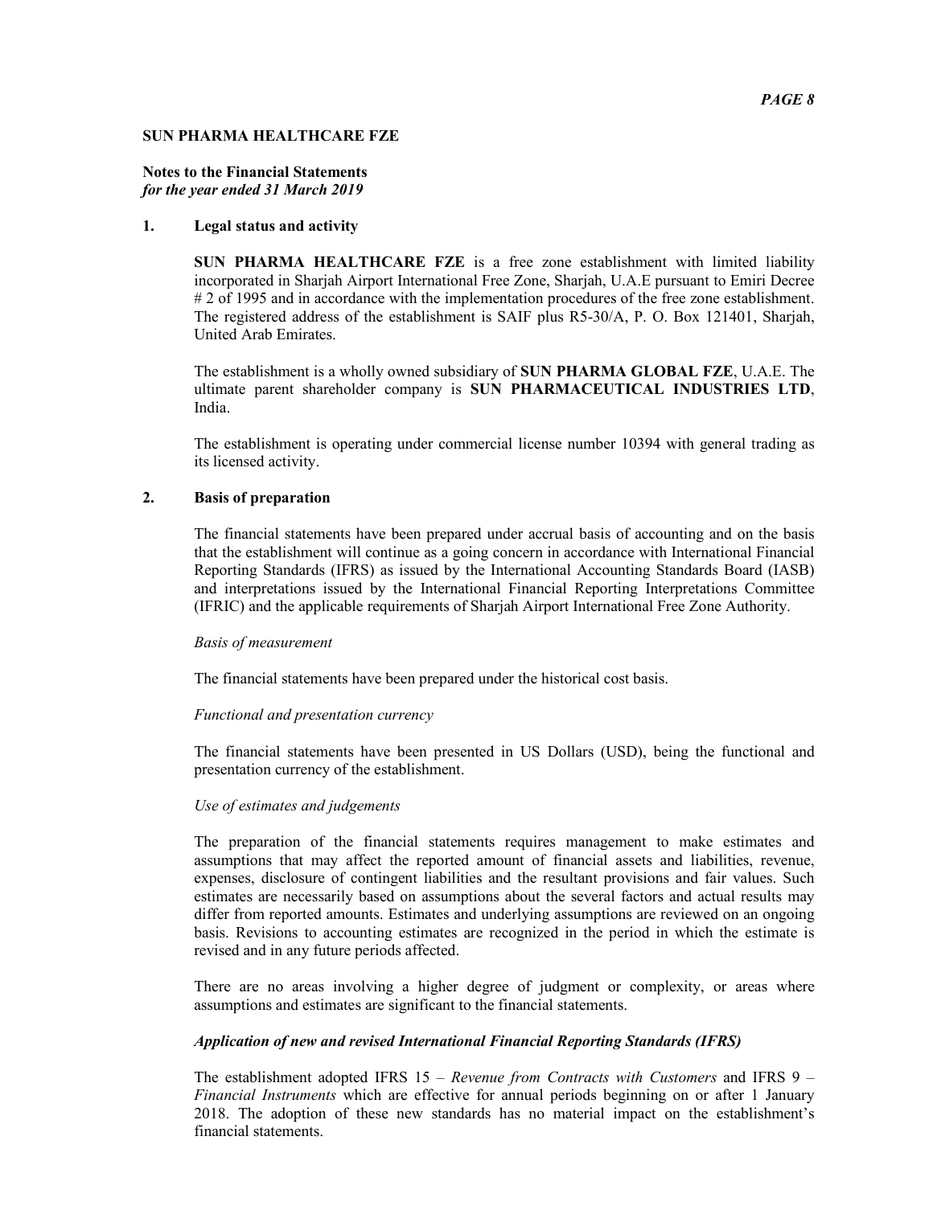**SUN PHARMA HEALTHCARE FZE**

**Notes to the Financial Statements**
*for the year ended 31 March 2019*

## 1. Legal status and activity

**SUN PHARMA HEALTHCARE FZE** is a free zone establishment with limited liability incorporated in Sharjah Airport International Free Zone, Sharjah, U.A.E pursuant to Emiri Decree # 2 of 1995 and in accordance with the implementation procedures of the free zone establishment. The registered address of the establishment is SAIF plus R5-30/A, P. O. Box 121401, Sharjah, United Arab Emirates.

The establishment is a wholly owned subsidiary of **SUN PHARMA GLOBAL FZE**, U.A.E. The ultimate parent shareholder company is **SUN PHARMACEUTICAL INDUSTRIES LTD**, India.

The establishment is operating under commercial license number 10394 with general trading as its licensed activity.

## 2. Basis of preparation

The financial statements have been prepared under accrual basis of accounting and on the basis that the establishment will continue as a going concern in accordance with International Financial Reporting Standards (IFRS) as issued by the International Accounting Standards Board (IASB) and interpretations issued by the International Financial Reporting Interpretations Committee (IFRIC) and the applicable requirements of Sharjah Airport International Free Zone Authority.

*Basis of measurement*

The financial statements have been prepared under the historical cost basis.

*Functional and presentation currency*

The financial statements have been presented in US Dollars (USD), being the functional and presentation currency of the establishment.

*Use of estimates and judgements*

The preparation of the financial statements requires management to make estimates and assumptions that may affect the reported amount of financial assets and liabilities, revenue, expenses, disclosure of contingent liabilities and the resultant provisions and fair values. Such estimates are necessarily based on assumptions about the several factors and actual results may differ from reported amounts. Estimates and underlying assumptions are reviewed on an ongoing basis. Revisions to accounting estimates are recognized in the period in which the estimate is revised and in any future periods affected.

There are no areas involving a higher degree of judgment or complexity, or areas where assumptions and estimates are significant to the financial statements.

***Application of new and revised International Financial Reporting Standards (IFRS)***

The establishment adopted IFRS 15 – *Revenue from Contracts with Customers* and IFRS 9 – *Financial Instruments* which are effective for annual periods beginning on or after 1 January 2018. The adoption of these new standards has no material impact on the establishment's financial statements.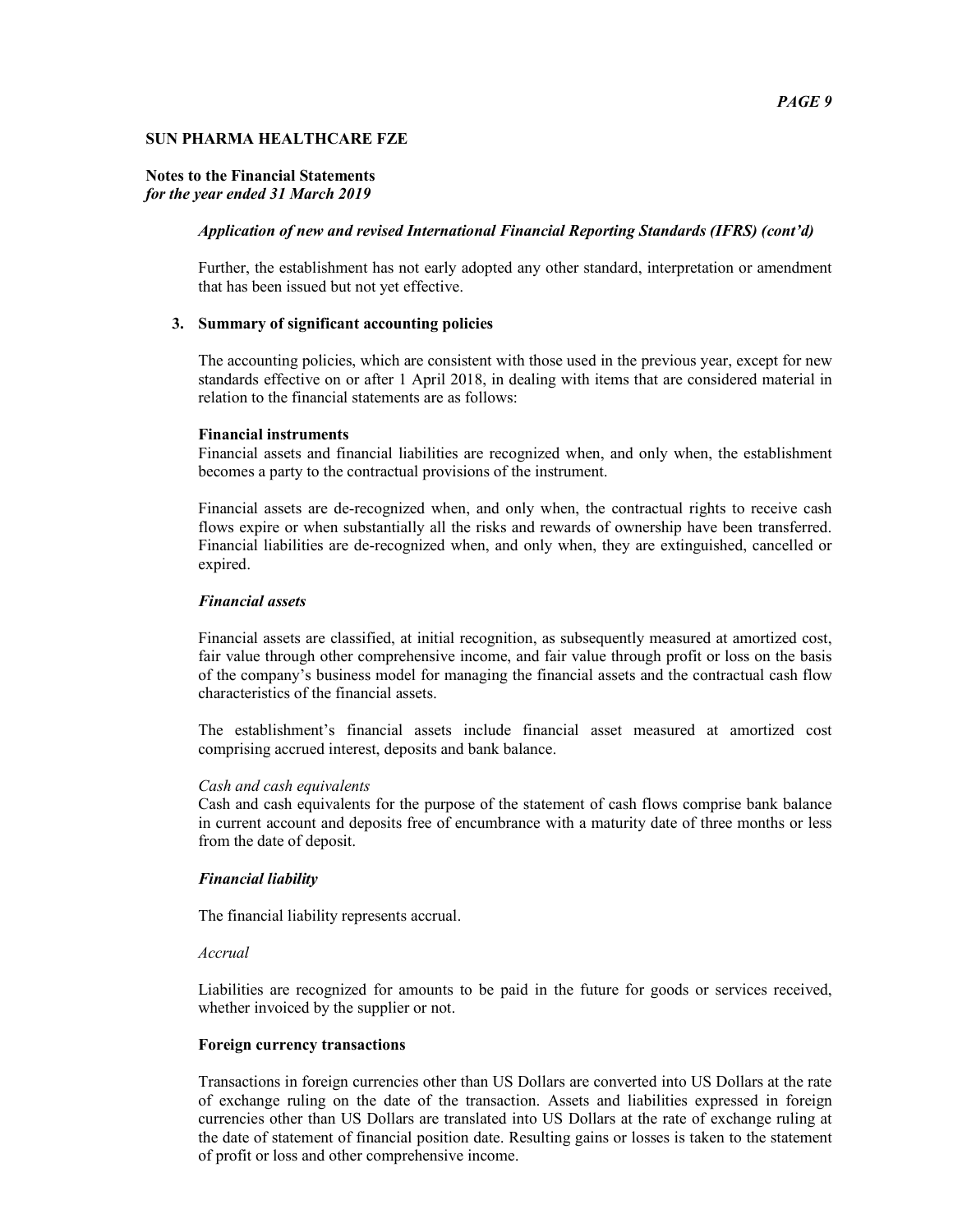**SUN PHARMA HEALTHCARE FZE**

**Notes to the Financial Statements**
***for the year ended 31 March 2019***

***Application of new and revised International Financial Reporting Standards (IFRS) (cont'd)***

Further, the establishment has not early adopted any other standard, interpretation or amendment that has been issued but not yet effective.

## 3. Summary of significant accounting policies

The accounting policies, which are consistent with those used in the previous year, except for new standards effective on or after 1 April 2018, in dealing with items that are considered material in relation to the financial statements are as follows:

**Financial instruments**
Financial assets and financial liabilities are recognized when, and only when, the establishment becomes a party to the contractual provisions of the instrument.

Financial assets are de-recognized when, and only when, the contractual rights to receive cash flows expire or when substantially all the risks and rewards of ownership have been transferred. Financial liabilities are de-recognized when, and only when, they are extinguished, cancelled or expired.

***Financial assets***

Financial assets are classified, at initial recognition, as subsequently measured at amortized cost, fair value through other comprehensive income, and fair value through profit or loss on the basis of the company's business model for managing the financial assets and the contractual cash flow characteristics of the financial assets.

The establishment's financial assets include financial asset measured at amortized cost comprising accrued interest, deposits and bank balance.

*Cash and cash equivalents*
Cash and cash equivalents for the purpose of the statement of cash flows comprise bank balance in current account and deposits free of encumbrance with a maturity date of three months or less from the date of deposit.

***Financial liability***

The financial liability represents accrual.

*Accrual*

Liabilities are recognized for amounts to be paid in the future for goods or services received, whether invoiced by the supplier or not.

**Foreign currency transactions**

Transactions in foreign currencies other than US Dollars are converted into US Dollars at the rate of exchange ruling on the date of the transaction. Assets and liabilities expressed in foreign currencies other than US Dollars are translated into US Dollars at the rate of exchange ruling at the date of statement of financial position date. Resulting gains or losses is taken to the statement of profit or loss and other comprehensive income.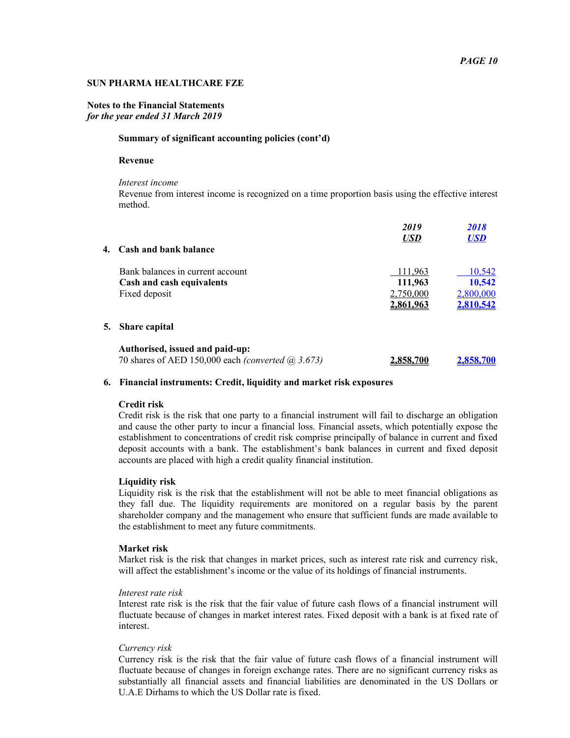**SUN PHARMA HEALTHCARE FZE**

**Notes to the Financial Statements**
*for the year ended 31 March 2019*

**Summary of significant accounting policies (cont'd)**

**Revenue**

*Interest income*
Revenue from interest income is recognized on a time proportion basis using the effective interest method.

| | *2019* | *2018* |
|---|---|---|
| | *USD* | *USD* |
| **4. Cash and bank balance** | | |
| Bank balances in current account | 111,963 | 10,542 |
| **Cash and cash equivalents** | **111,963** | **10,542** |
| Fixed deposit | 2,750,000 | 2,800,000 |
| | **2,861,963** | **2,810,542** |
| **5. Share capital** | | |
| **Authorised, issued and paid-up:** | | |
| 70 shares of AED 150,000 each *(converted @ 3.673)* | **2,858,700** | **2,858,700** |

**6. Financial instruments: Credit, liquidity and market risk exposures**

**Credit risk**
Credit risk is the risk that one party to a financial instrument will fail to discharge an obligation and cause the other party to incur a financial loss. Financial assets, which potentially expose the establishment to concentrations of credit risk comprise principally of balance in current and fixed deposit accounts with a bank. The establishment's bank balances in current and fixed deposit accounts are placed with high a credit quality financial institution.

**Liquidity risk**
Liquidity risk is the risk that the establishment will not be able to meet financial obligations as they fall due. The liquidity requirements are monitored on a regular basis by the parent shareholder company and the management who ensure that sufficient funds are made available to the establishment to meet any future commitments.

**Market risk**
Market risk is the risk that changes in market prices, such as interest rate risk and currency risk, will affect the establishment's income or the value of its holdings of financial instruments.

*Interest rate risk*
Interest rate risk is the risk that the fair value of future cash flows of a financial instrument will fluctuate because of changes in market interest rates. Fixed deposit with a bank is at fixed rate of interest.

*Currency risk*
Currency risk is the risk that the fair value of future cash flows of a financial instrument will fluctuate because of changes in foreign exchange rates. There are no significant currency risks as substantially all financial assets and financial liabilities are denominated in the US Dollars or U.A.E Dirhams to which the US Dollar rate is fixed.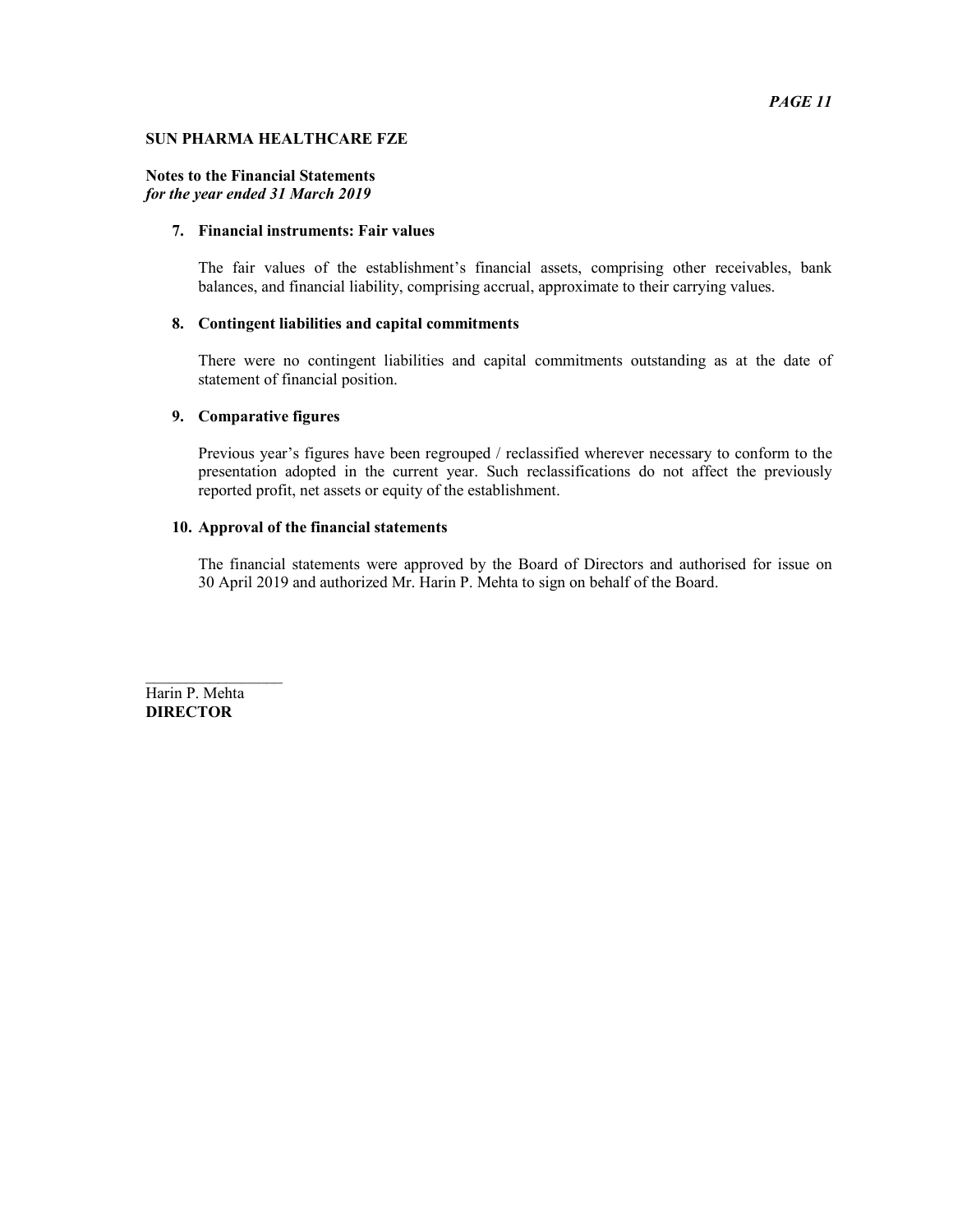**SUN PHARMA HEALTHCARE FZE**

**Notes to the Financial Statements**
***for the year ended 31 March 2019***

**7. Financial instruments: Fair values**

The fair values of the establishment's financial assets, comprising other receivables, bank balances, and financial liability, comprising accrual, approximate to their carrying values.

**8. Contingent liabilities and capital commitments**

There were no contingent liabilities and capital commitments outstanding as at the date of statement of financial position.

**9. Comparative figures**

Previous year's figures have been regrouped / reclassified wherever necessary to conform to the presentation adopted in the current year. Such reclassifications do not affect the previously reported profit, net assets or equity of the establishment.

**10. Approval of the financial statements**

The financial statements were approved by the Board of Directors and authorised for issue on 30 April 2019 and authorized Mr. Harin P. Mehta to sign on behalf of the Board.

_________________
Harin P. Mehta
**DIRECTOR**